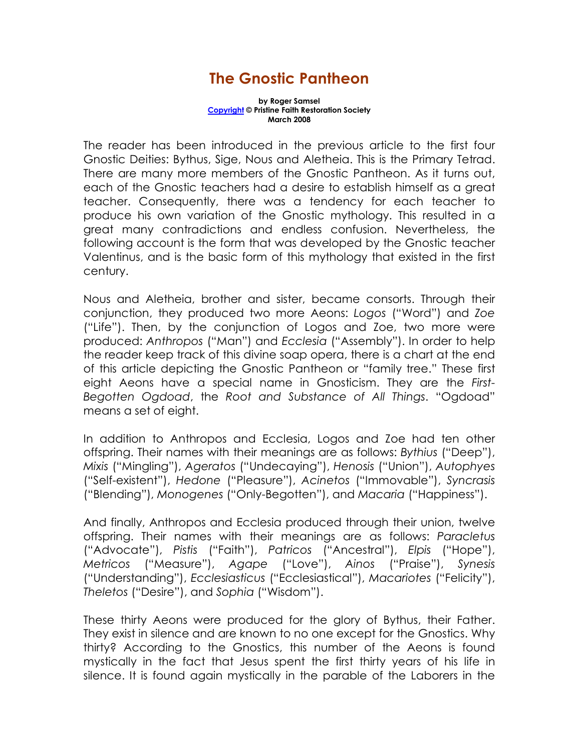# The Gnostic Pantheon

**by Roger Samsel**
**Copyright © Pristine Faith Restoration Society**
**March 2008**

The reader has been introduced in the previous article to the first four Gnostic Deities: Bythus, Sige, Nous and Aletheia. This is the Primary Tetrad. There are many more members of the Gnostic Pantheon. As it turns out, each of the Gnostic teachers had a desire to establish himself as a great teacher. Consequently, there was a tendency for each teacher to produce his own variation of the Gnostic mythology. This resulted in a great many contradictions and endless confusion. Nevertheless, the following account is the form that was developed by the Gnostic teacher Valentinus, and is the basic form of this mythology that existed in the first century.

Nous and Aletheia, brother and sister, became consorts. Through their conjunction, they produced two more Aeons: *Logos* ("Word") and *Zoe* ("Life"). Then, by the conjunction of Logos and Zoe, two more were produced: *Anthropos* ("Man") and *Ecclesia* ("Assembly"). In order to help the reader keep track of this divine soap opera, there is a chart at the end of this article depicting the Gnostic Pantheon or "family tree." These first eight Aeons have a special name in Gnosticism. They are the *First-Begotten Ogdoad*, the *Root and Substance of All Things*. "Ogdoad" means a set of eight.

In addition to Anthropos and Ecclesia, Logos and Zoe had ten other offspring. Their names with their meanings are as follows: *Bythius* ("Deep"), *Mixis* ("Mingling"), *Ageratos* ("Undecaying"), *Henosis* ("Union"), *Autophyes* ("Self-existent"), *Hedone* ("Pleasure"), *Acinetos* ("Immovable"), *Syncrasis* ("Blending"), *Monogenes* ("Only-Begotten"), and *Macaria* ("Happiness").

And finally, Anthropos and Ecclesia produced through their union, twelve offspring. Their names with their meanings are as follows: *Paracletus* ("Advocate"), *Pistis* ("Faith"), *Patricos* ("Ancestral"), *Elpis* ("Hope"), *Metricos* ("Measure"), *Agape* ("Love"), *Ainos* ("Praise"), *Synesis* ("Understanding"), *Ecclesiasticus* ("Ecclesiastical"), *Macariotes* ("Felicity"), *Theletos* ("Desire"), and *Sophia* ("Wisdom").

These thirty Aeons were produced for the glory of Bythus, their Father. They exist in silence and are known to no one except for the Gnostics. Why thirty? According to the Gnostics, this number of the Aeons is found mystically in the fact that Jesus spent the first thirty years of his life in silence. It is found again mystically in the parable of the Laborers in the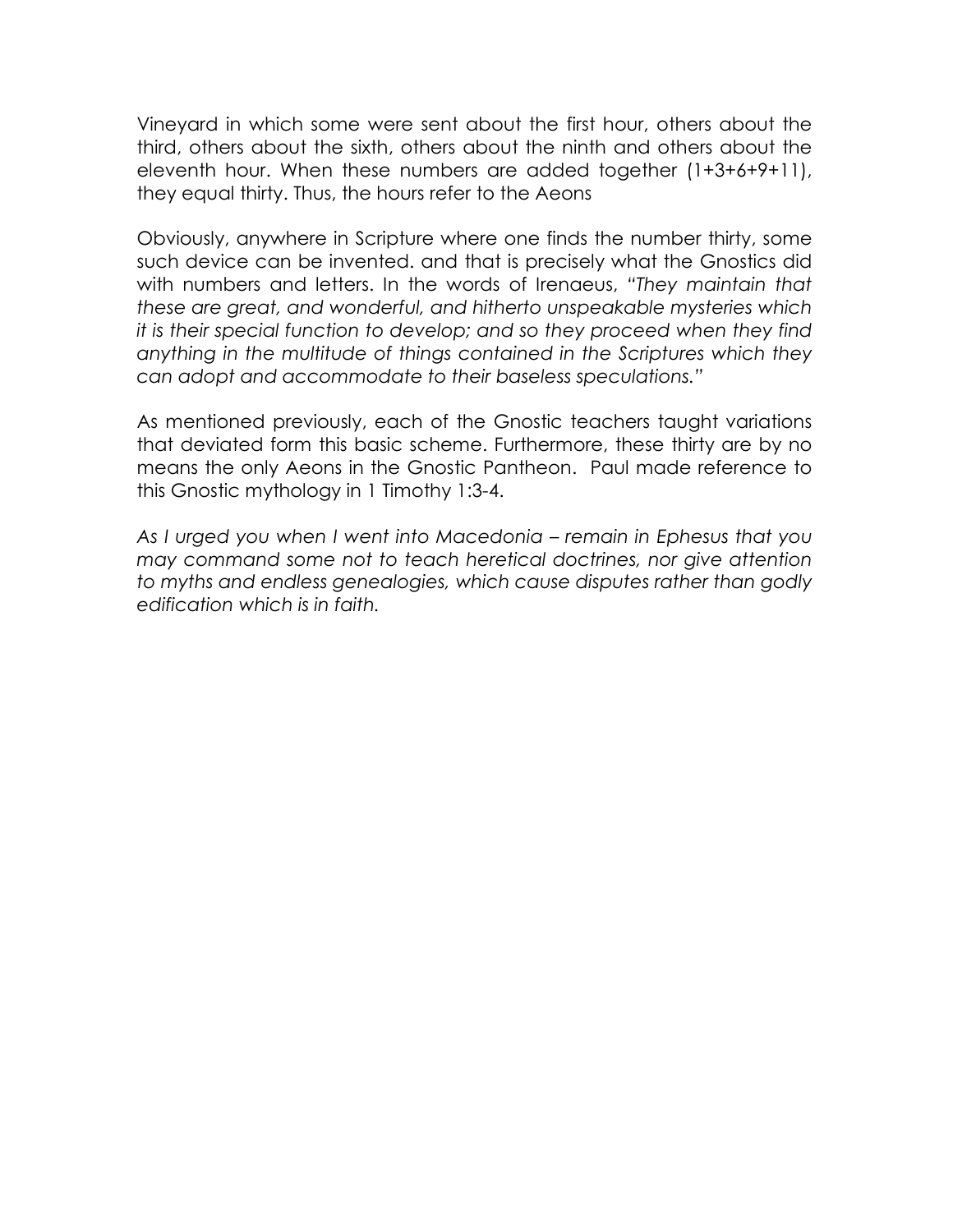Vineyard in which some were sent about the first hour, others about the third, others about the sixth, others about the ninth and others about the eleventh hour. When these numbers are added together (1+3+6+9+11), they equal thirty. Thus, the hours refer to the Aeons

Obviously, anywhere in Scripture where one finds the number thirty, some such device can be invented. and that is precisely what the Gnostics did with numbers and letters. In the words of Irenaeus, "*They maintain that these are great, and wonderful, and hitherto unspeakable mysteries which it is their special function to develop; and so they proceed when they find anything in the multitude of things contained in the Scriptures which they can adopt and accommodate to their baseless speculations.*"

As mentioned previously, each of the Gnostic teachers taught variations that deviated form this basic scheme. Furthermore, these thirty are by no means the only Aeons in the Gnostic Pantheon. Paul made reference to this Gnostic mythology in 1 Timothy 1:3-4.

*As I urged you when I went into Macedonia – remain in Ephesus that you may command some not to teach heretical doctrines, nor give attention to myths and endless genealogies, which cause disputes rather than godly edification which is in faith.*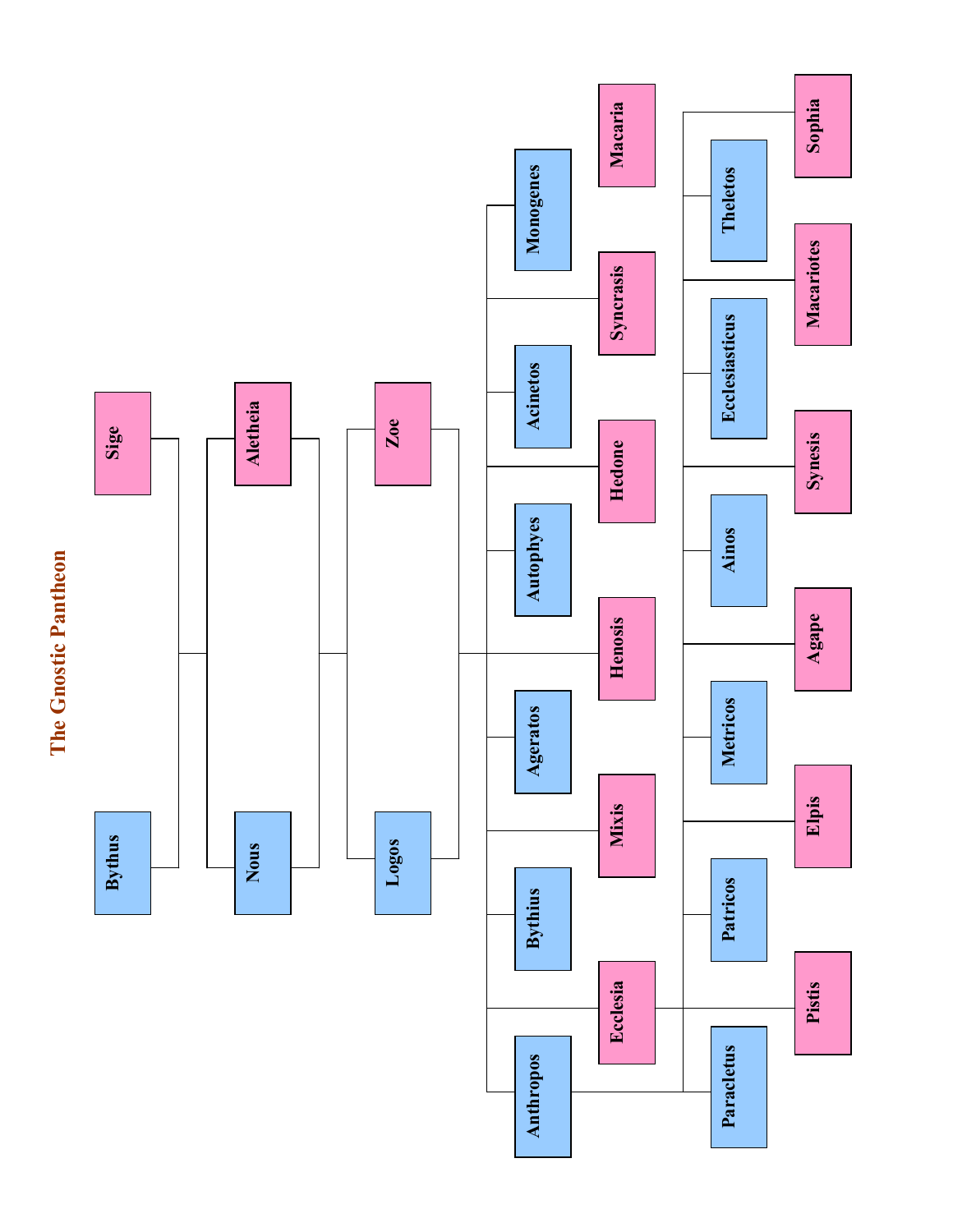# The Gnostic Pantheon

Bythus
Sige

Nous
Aletheia

Logos
Zoe

Anthropos
Bythius
Ageratos
Autophyes
Acinetos
Monogenes

Ecclesia
Mixis
Henosis
Hedone
Syncrasis
Macaria

Paracletus
Patricos
Metricos
Ainos
Ecclesiasticus
Theletos

Pistis
Elpis
Agape
Synesis
Macariotes
Sophia